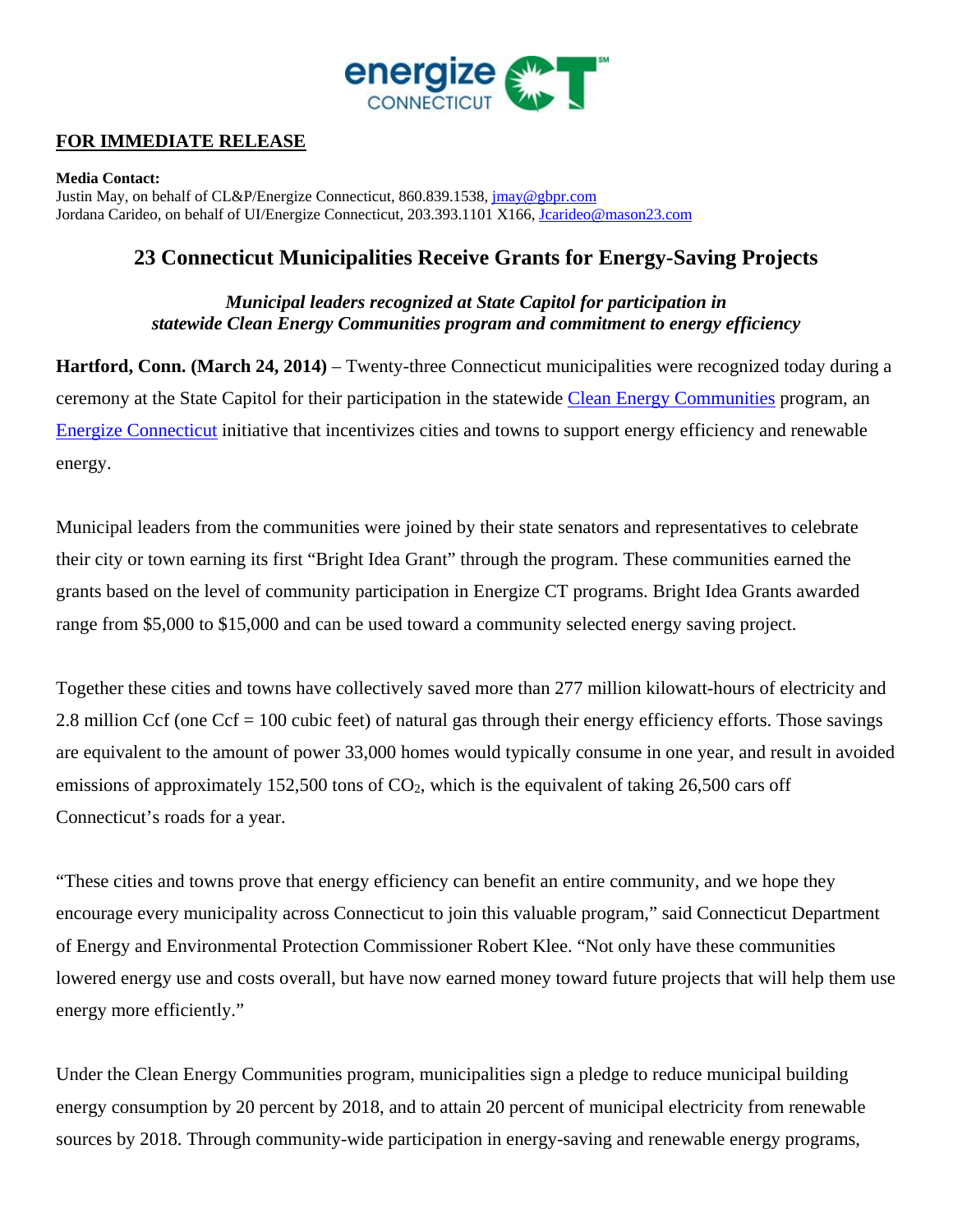**FOR IMMEDIATE RELEASE**

**Media Contact:**
Justin May, on behalf of CL&P/Energize Connecticut, 860.839.1538, jmay@gbpr.com
Jordana Carideo, on behalf of UI/Energize Connecticut, 203.393.1101 X166, Jcarideo@mason23.com

## 23 Connecticut Municipalities Receive Grants for Energy-Saving Projects

***Municipal leaders recognized at State Capitol for participation in statewide Clean Energy Communities program and commitment to energy efficiency***

**Hartford, Conn. (March 24, 2014)** – Twenty-three Connecticut municipalities were recognized today during a ceremony at the State Capitol for their participation in the statewide Clean Energy Communities program, an Energize Connecticut initiative that incentivizes cities and towns to support energy efficiency and renewable energy.

Municipal leaders from the communities were joined by their state senators and representatives to celebrate their city or town earning its first "Bright Idea Grant" through the program. These communities earned the grants based on the level of community participation in Energize CT programs. Bright Idea Grants awarded range from $5,000 to $15,000 and can be used toward a community selected energy saving project.

Together these cities and towns have collectively saved more than 277 million kilowatt-hours of electricity and 2.8 million Ccf (one Ccf = 100 cubic feet) of natural gas through their energy efficiency efforts. Those savings are equivalent to the amount of power 33,000 homes would typically consume in one year, and result in avoided emissions of approximately 152,500 tons of $CO_2$, which is the equivalent of taking 26,500 cars off Connecticut's roads for a year.

"These cities and towns prove that energy efficiency can benefit an entire community, and we hope they encourage every municipality across Connecticut to join this valuable program," said Connecticut Department of Energy and Environmental Protection Commissioner Robert Klee. "Not only have these communities lowered energy use and costs overall, but have now earned money toward future projects that will help them use energy more efficiently."

Under the Clean Energy Communities program, municipalities sign a pledge to reduce municipal building energy consumption by 20 percent by 2018, and to attain 20 percent of municipal electricity from renewable sources by 2018. Through community-wide participation in energy-saving and renewable energy programs,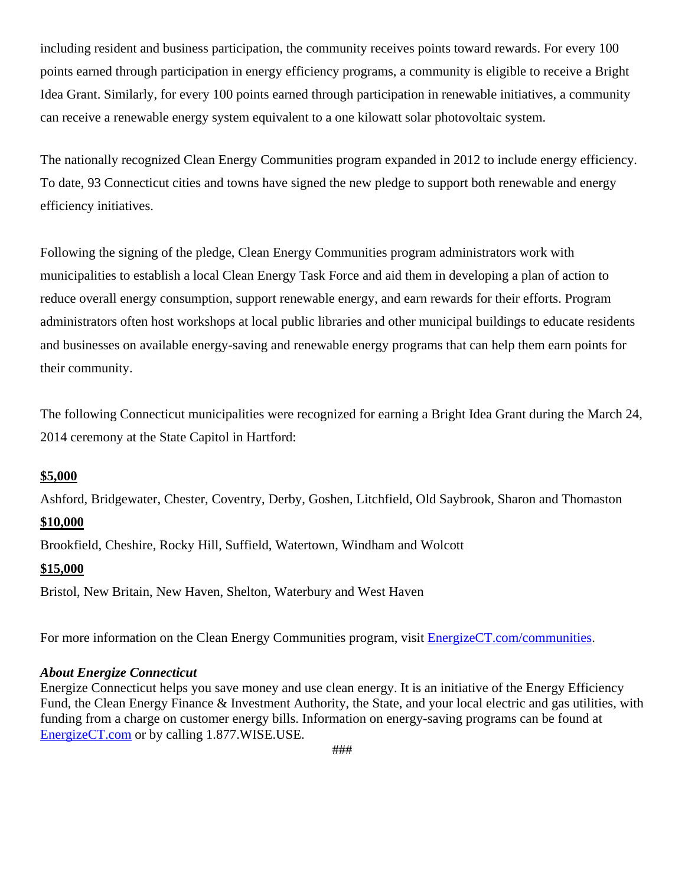including resident and business participation, the community receives points toward rewards. For every 100 points earned through participation in energy efficiency programs, a community is eligible to receive a Bright Idea Grant. Similarly, for every 100 points earned through participation in renewable initiatives, a community can receive a renewable energy system equivalent to a one kilowatt solar photovoltaic system.

The nationally recognized Clean Energy Communities program expanded in 2012 to include energy efficiency. To date, 93 Connecticut cities and towns have signed the new pledge to support both renewable and energy efficiency initiatives.

Following the signing of the pledge, Clean Energy Communities program administrators work with municipalities to establish a local Clean Energy Task Force and aid them in developing a plan of action to reduce overall energy consumption, support renewable energy, and earn rewards for their efforts. Program administrators often host workshops at local public libraries and other municipal buildings to educate residents and businesses on available energy-saving and renewable energy programs that can help them earn points for their community.

The following Connecticut municipalities were recognized for earning a Bright Idea Grant during the March 24, 2014 ceremony at the State Capitol in Hartford:

**$5,000**

Ashford, Bridgewater, Chester, Coventry, Derby, Goshen, Litchfield, Old Saybrook, Sharon and Thomaston

**$10,000**

Brookfield, Cheshire, Rocky Hill, Suffield, Watertown, Windham and Wolcott

**$15,000**

Bristol, New Britain, New Haven, Shelton, Waterbury and West Haven

For more information on the Clean Energy Communities program, visit EnergizeCT.com/communities.

***About Energize Connecticut***

Energize Connecticut helps you save money and use clean energy. It is an initiative of the Energy Efficiency Fund, the Clean Energy Finance & Investment Authority, the State, and your local electric and gas utilities, with funding from a charge on customer energy bills. Information on energy-saving programs can be found at EnergizeCT.com or by calling 1.877.WISE.USE.

###